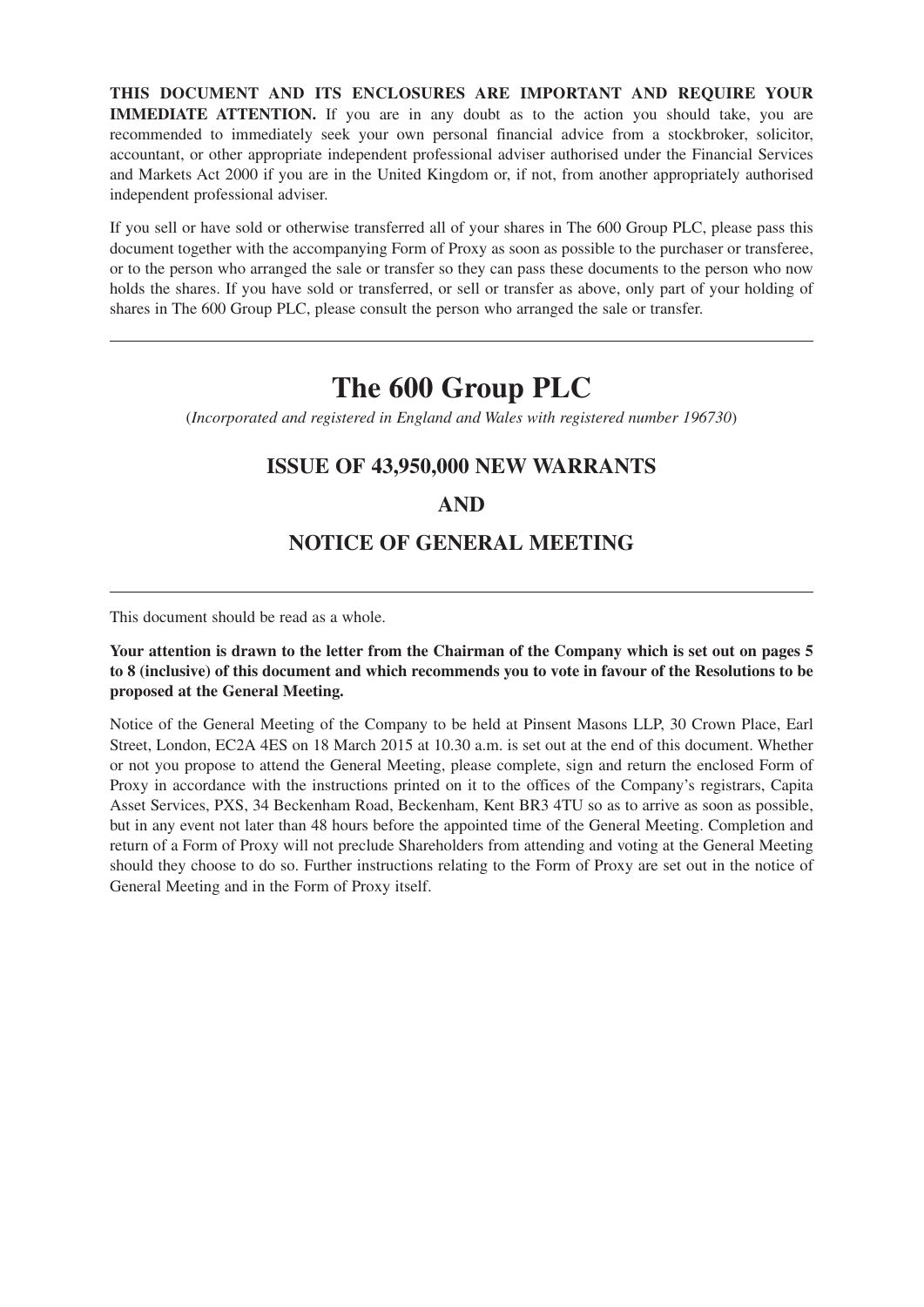**THIS DOCUMENT AND ITS ENCLOSURES ARE IMPORTANT AND REQUIRE YOUR IMMEDIATE ATTENTION.** If you are in any doubt as to the action you should take, you are recommended to immediately seek your own personal financial advice from a stockbroker, solicitor, accountant, or other appropriate independent professional adviser authorised under the Financial Services and Markets Act 2000 if you are in the United Kingdom or, if not, from another appropriately authorised independent professional adviser.

If you sell or have sold or otherwise transferred all of your shares in The 600 Group PLC, please pass this document together with the accompanying Form of Proxy as soon as possible to the purchaser or transferee, or to the person who arranged the sale or transfer so they can pass these documents to the person who now holds the shares. If you have sold or transferred, or sell or transfer as above, only part of your holding of shares in The 600 Group PLC, please consult the person who arranged the sale or transfer.

---

# The 600 Group PLC

(*Incorporated and registered in England and Wales with registered number 196730*)

## ISSUE OF 43,950,000 NEW WARRANTS

## AND

## NOTICE OF GENERAL MEETING

---

This document should be read as a whole.

**Your attention is drawn to the letter from the Chairman of the Company which is set out on pages 5 to 8 (inclusive) of this document and which recommends you to vote in favour of the Resolutions to be proposed at the General Meeting.**

Notice of the General Meeting of the Company to be held at Pinsent Masons LLP, 30 Crown Place, Earl Street, London, EC2A 4ES on 18 March 2015 at 10.30 a.m. is set out at the end of this document. Whether or not you propose to attend the General Meeting, please complete, sign and return the enclosed Form of Proxy in accordance with the instructions printed on it to the offices of the Company's registrars, Capita Asset Services, PXS, 34 Beckenham Road, Beckenham, Kent BR3 4TU so as to arrive as soon as possible, but in any event not later than 48 hours before the appointed time of the General Meeting. Completion and return of a Form of Proxy will not preclude Shareholders from attending and voting at the General Meeting should they choose to do so. Further instructions relating to the Form of Proxy are set out in the notice of General Meeting and in the Form of Proxy itself.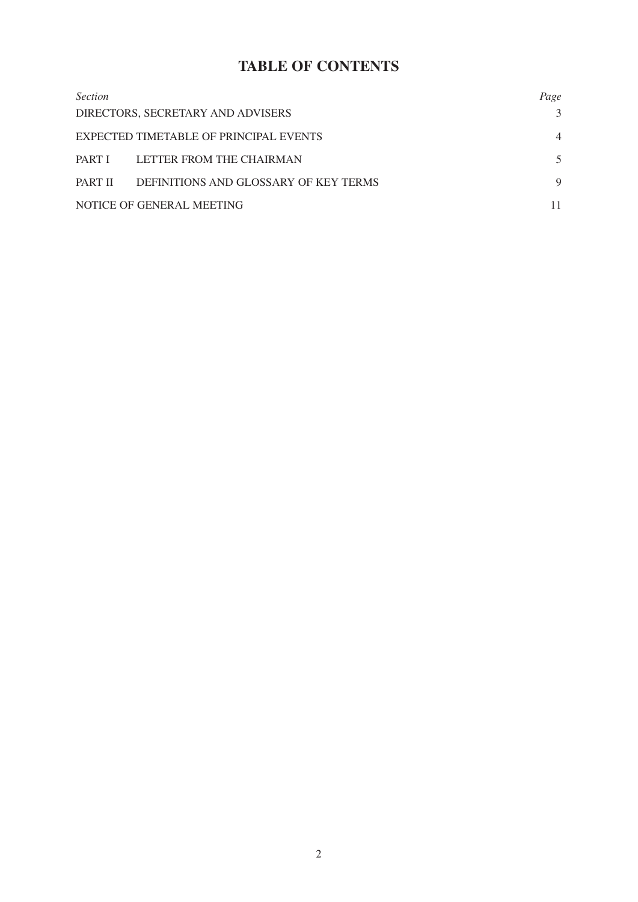# TABLE OF CONTENTS

| *Section* | | *Page* |
|---|---|---|
| DIRECTORS, SECRETARY AND ADVISERS | | 3 |
| EXPECTED TIMETABLE OF PRINCIPAL EVENTS | | 4 |
| PART I | LETTER FROM THE CHAIRMAN | 5 |
| PART II | DEFINITIONS AND GLOSSARY OF KEY TERMS | 9 |
| NOTICE OF GENERAL MEETING | | 11 |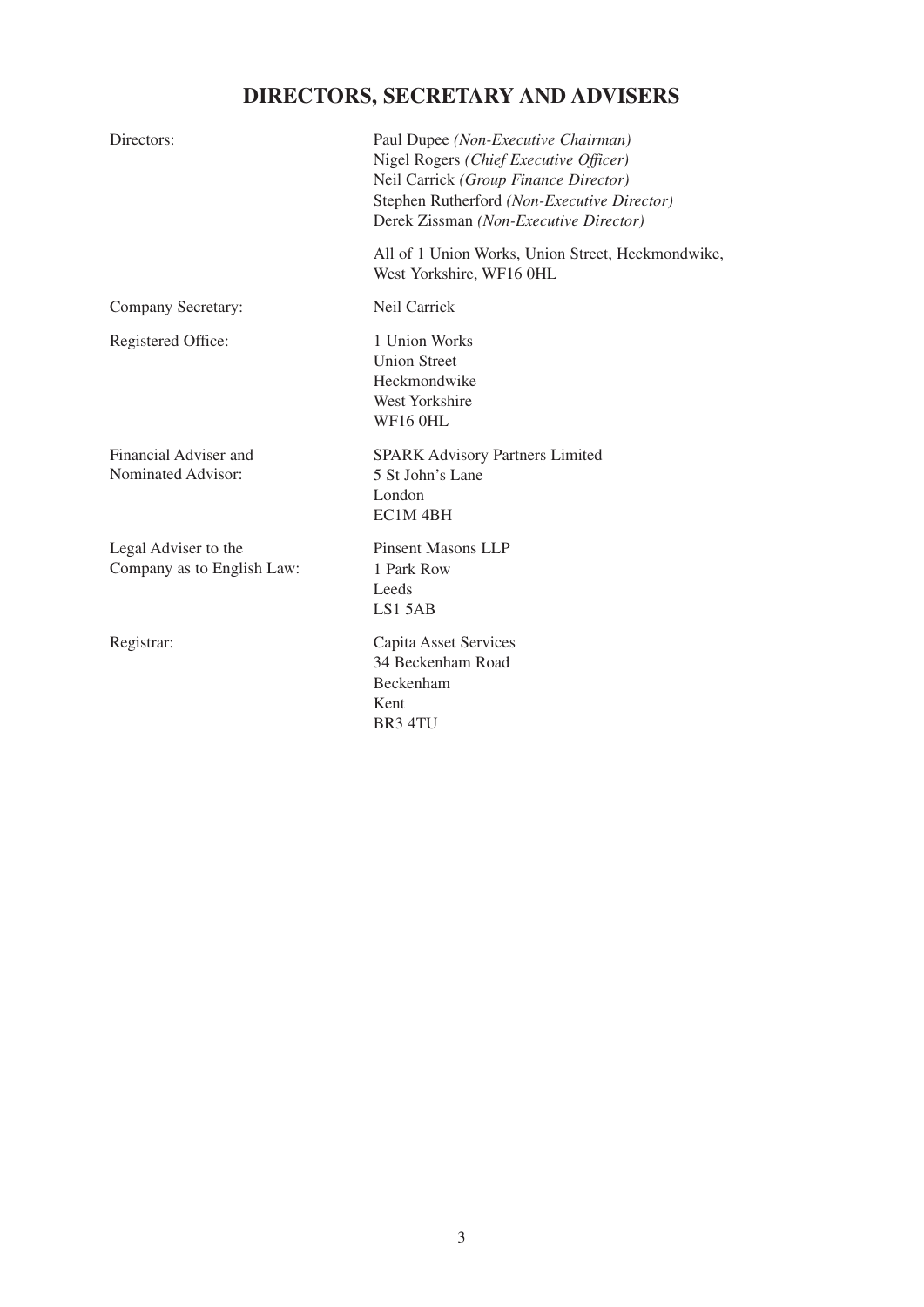# DIRECTORS, SECRETARY AND ADVISERS

| | |
|---|---|
| Directors: | Paul Dupee *(Non-Executive Chairman)*<br>Nigel Rogers *(Chief Executive Officer)*<br>Neil Carrick *(Group Finance Director)*<br>Stephen Rutherford *(Non-Executive Director)*<br>Derek Zissman *(Non-Executive Director)*<br><br>All of 1 Union Works, Union Street, Heckmondwike, West Yorkshire, WF16 0HL |
| Company Secretary: | Neil Carrick |
| Registered Office: | 1 Union Works<br>Union Street<br>Heckmondwike<br>West Yorkshire<br>WF16 0HL |
| Financial Adviser and Nominated Advisor: | SPARK Advisory Partners Limited<br>5 St John's Lane<br>London<br>EC1M 4BH |
| Legal Adviser to the Company as to English Law: | Pinsent Masons LLP<br>1 Park Row<br>Leeds<br>LS1 5AB |
| Registrar: | Capita Asset Services<br>34 Beckenham Road<br>Beckenham<br>Kent<br>BR3 4TU |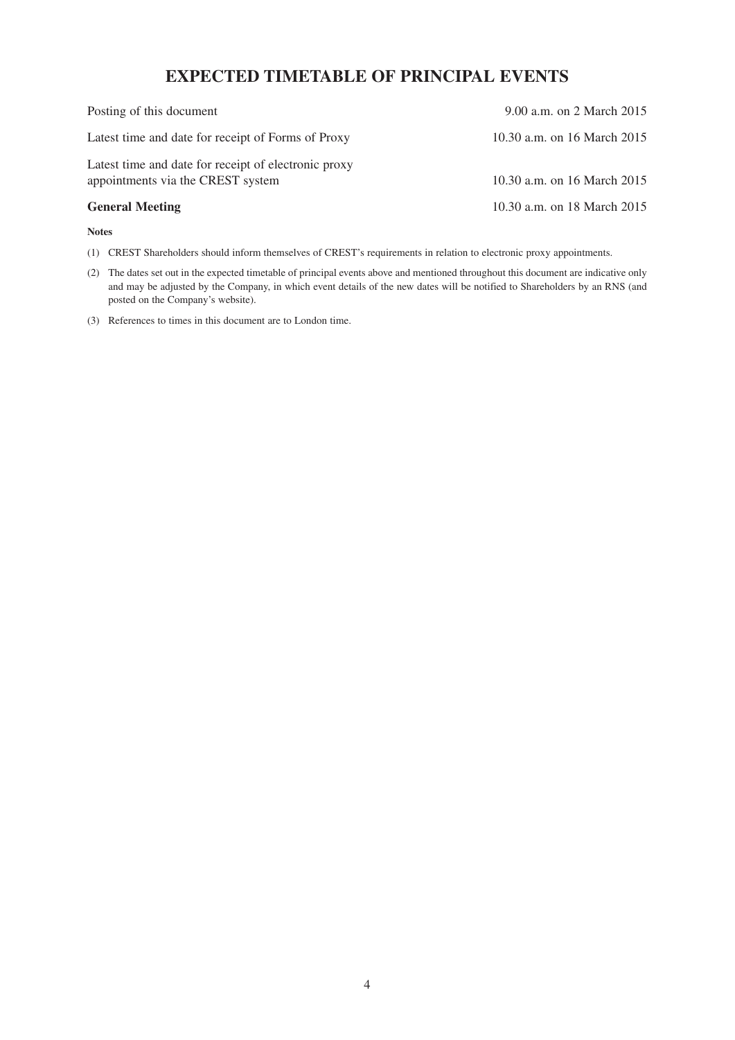# EXPECTED TIMETABLE OF PRINCIPAL EVENTS

| | |
|---|---|
| Posting of this document | 9.00 a.m. on 2 March 2015 |
| Latest time and date for receipt of Forms of Proxy | 10.30 a.m. on 16 March 2015 |
| Latest time and date for receipt of electronic proxy appointments via the CREST system | 10.30 a.m. on 16 March 2015 |
| **General Meeting** | 10.30 a.m. on 18 March 2015 |

**Notes**

(1) CREST Shareholders should inform themselves of CREST's requirements in relation to electronic proxy appointments.

(2) The dates set out in the expected timetable of principal events above and mentioned throughout this document are indicative only and may be adjusted by the Company, in which event details of the new dates will be notified to Shareholders by an RNS (and posted on the Company's website).

(3) References to times in this document are to London time.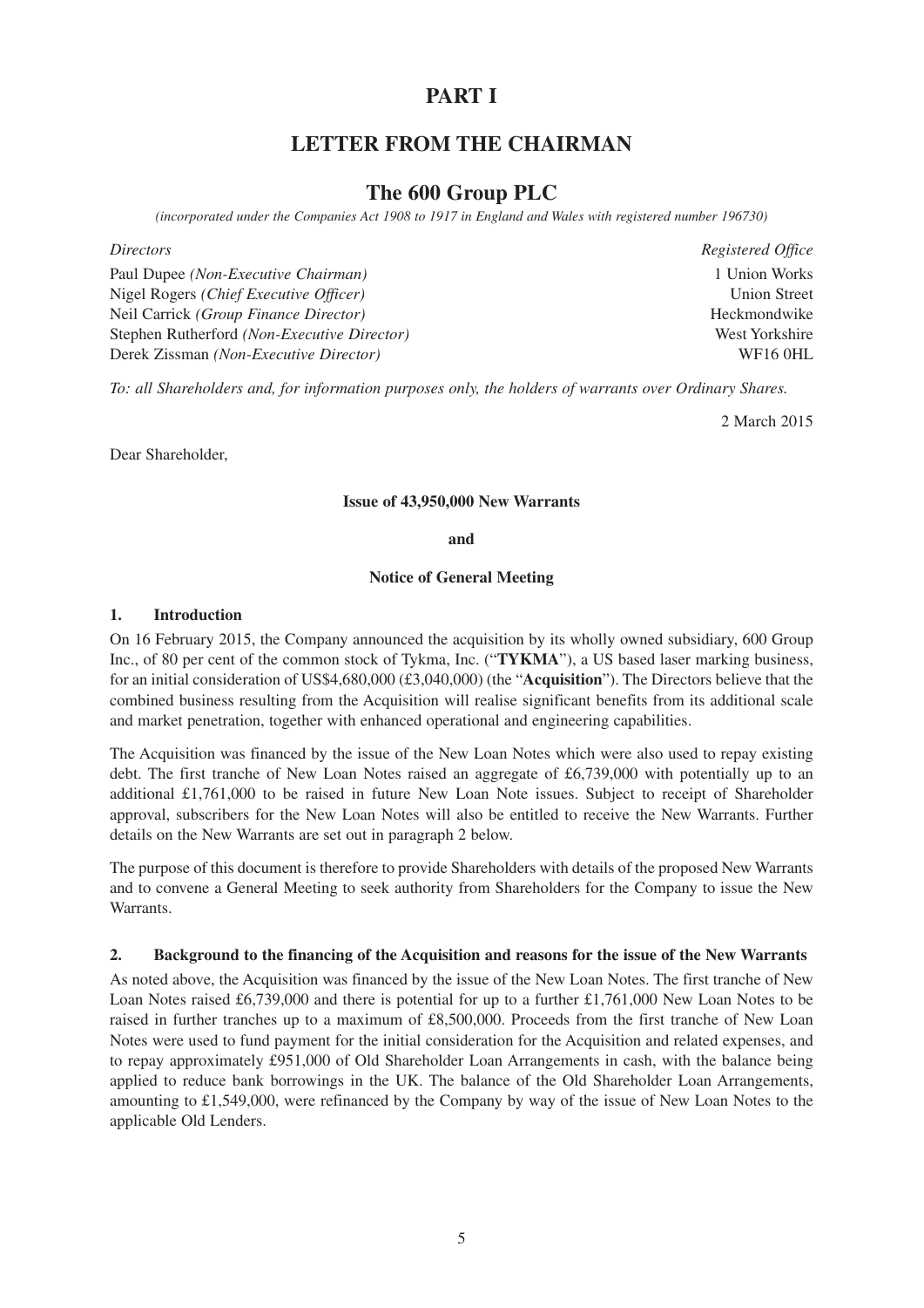# PART I

## LETTER FROM THE CHAIRMAN

## The 600 Group PLC

*(incorporated under the Companies Act 1908 to 1917 in England and Wales with registered number 196730)*

| *Directors* | *Registered Office* |
|---|---|
| Paul Dupee *(Non-Executive Chairman)* | 1 Union Works |
| Nigel Rogers *(Chief Executive Officer)* | Union Street |
| Neil Carrick *(Group Finance Director)* | Heckmondwike |
| Stephen Rutherford *(Non-Executive Director)* | West Yorkshire |
| Derek Zissman *(Non-Executive Director)* | WF16 0HL |

*To: all Shareholders and, for information purposes only, the holders of warrants over Ordinary Shares.*

2 March 2015

Dear Shareholder,

**Issue of 43,950,000 New Warrants**

**and**

**Notice of General Meeting**

### 1. Introduction

On 16 February 2015, the Company announced the acquisition by its wholly owned subsidiary, 600 Group Inc., of 80 per cent of the common stock of Tykma, Inc. ("**TYKMA**"), a US based laser marking business, for an initial consideration of US$4,680,000 (£3,040,000) (the "**Acquisition**"). The Directors believe that the combined business resulting from the Acquisition will realise significant benefits from its additional scale and market penetration, together with enhanced operational and engineering capabilities.

The Acquisition was financed by the issue of the New Loan Notes which were also used to repay existing debt. The first tranche of New Loan Notes raised an aggregate of £6,739,000 with potentially up to an additional £1,761,000 to be raised in future New Loan Note issues. Subject to receipt of Shareholder approval, subscribers for the New Loan Notes will also be entitled to receive the New Warrants. Further details on the New Warrants are set out in paragraph 2 below.

The purpose of this document is therefore to provide Shareholders with details of the proposed New Warrants and to convene a General Meeting to seek authority from Shareholders for the Company to issue the New Warrants.

### 2. Background to the financing of the Acquisition and reasons for the issue of the New Warrants

As noted above, the Acquisition was financed by the issue of the New Loan Notes. The first tranche of New Loan Notes raised £6,739,000 and there is potential for up to a further £1,761,000 New Loan Notes to be raised in further tranches up to a maximum of £8,500,000. Proceeds from the first tranche of New Loan Notes were used to fund payment for the initial consideration for the Acquisition and related expenses, and to repay approximately £951,000 of Old Shareholder Loan Arrangements in cash, with the balance being applied to reduce bank borrowings in the UK. The balance of the Old Shareholder Loan Arrangements, amounting to £1,549,000, were refinanced by the Company by way of the issue of New Loan Notes to the applicable Old Lenders.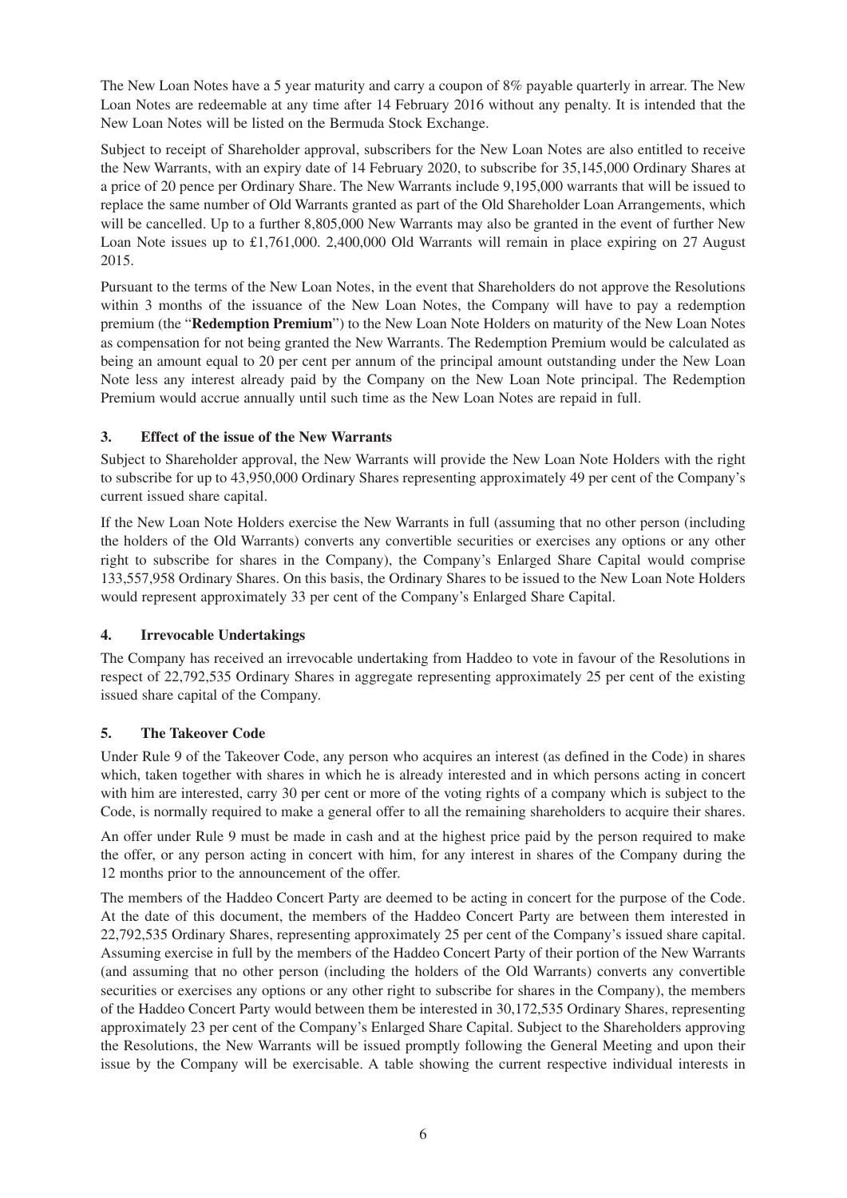The New Loan Notes have a 5 year maturity and carry a coupon of 8% payable quarterly in arrear. The New Loan Notes are redeemable at any time after 14 February 2016 without any penalty. It is intended that the New Loan Notes will be listed on the Bermuda Stock Exchange.

Subject to receipt of Shareholder approval, subscribers for the New Loan Notes are also entitled to receive the New Warrants, with an expiry date of 14 February 2020, to subscribe for 35,145,000 Ordinary Shares at a price of 20 pence per Ordinary Share. The New Warrants include 9,195,000 warrants that will be issued to replace the same number of Old Warrants granted as part of the Old Shareholder Loan Arrangements, which will be cancelled. Up to a further 8,805,000 New Warrants may also be granted in the event of further New Loan Note issues up to £1,761,000. 2,400,000 Old Warrants will remain in place expiring on 27 August 2015.

Pursuant to the terms of the New Loan Notes, in the event that Shareholders do not approve the Resolutions within 3 months of the issuance of the New Loan Notes, the Company will have to pay a redemption premium (the "**Redemption Premium**") to the New Loan Note Holders on maturity of the New Loan Notes as compensation for not being granted the New Warrants. The Redemption Premium would be calculated as being an amount equal to 20 per cent per annum of the principal amount outstanding under the New Loan Note less any interest already paid by the Company on the New Loan Note principal. The Redemption Premium would accrue annually until such time as the New Loan Notes are repaid in full.

## 3. Effect of the issue of the New Warrants

Subject to Shareholder approval, the New Warrants will provide the New Loan Note Holders with the right to subscribe for up to 43,950,000 Ordinary Shares representing approximately 49 per cent of the Company's current issued share capital.

If the New Loan Note Holders exercise the New Warrants in full (assuming that no other person (including the holders of the Old Warrants) converts any convertible securities or exercises any options or any other right to subscribe for shares in the Company), the Company's Enlarged Share Capital would comprise 133,557,958 Ordinary Shares. On this basis, the Ordinary Shares to be issued to the New Loan Note Holders would represent approximately 33 per cent of the Company's Enlarged Share Capital.

## 4. Irrevocable Undertakings

The Company has received an irrevocable undertaking from Haddeo to vote in favour of the Resolutions in respect of 22,792,535 Ordinary Shares in aggregate representing approximately 25 per cent of the existing issued share capital of the Company.

## 5. The Takeover Code

Under Rule 9 of the Takeover Code, any person who acquires an interest (as defined in the Code) in shares which, taken together with shares in which he is already interested and in which persons acting in concert with him are interested, carry 30 per cent or more of the voting rights of a company which is subject to the Code, is normally required to make a general offer to all the remaining shareholders to acquire their shares.

An offer under Rule 9 must be made in cash and at the highest price paid by the person required to make the offer, or any person acting in concert with him, for any interest in shares of the Company during the 12 months prior to the announcement of the offer.

The members of the Haddeo Concert Party are deemed to be acting in concert for the purpose of the Code. At the date of this document, the members of the Haddeo Concert Party are between them interested in 22,792,535 Ordinary Shares, representing approximately 25 per cent of the Company's issued share capital. Assuming exercise in full by the members of the Haddeo Concert Party of their portion of the New Warrants (and assuming that no other person (including the holders of the Old Warrants) converts any convertible securities or exercises any options or any other right to subscribe for shares in the Company), the members of the Haddeo Concert Party would between them be interested in 30,172,535 Ordinary Shares, representing approximately 23 per cent of the Company's Enlarged Share Capital. Subject to the Shareholders approving the Resolutions, the New Warrants will be issued promptly following the General Meeting and upon their issue by the Company will be exercisable. A table showing the current respective individual interests in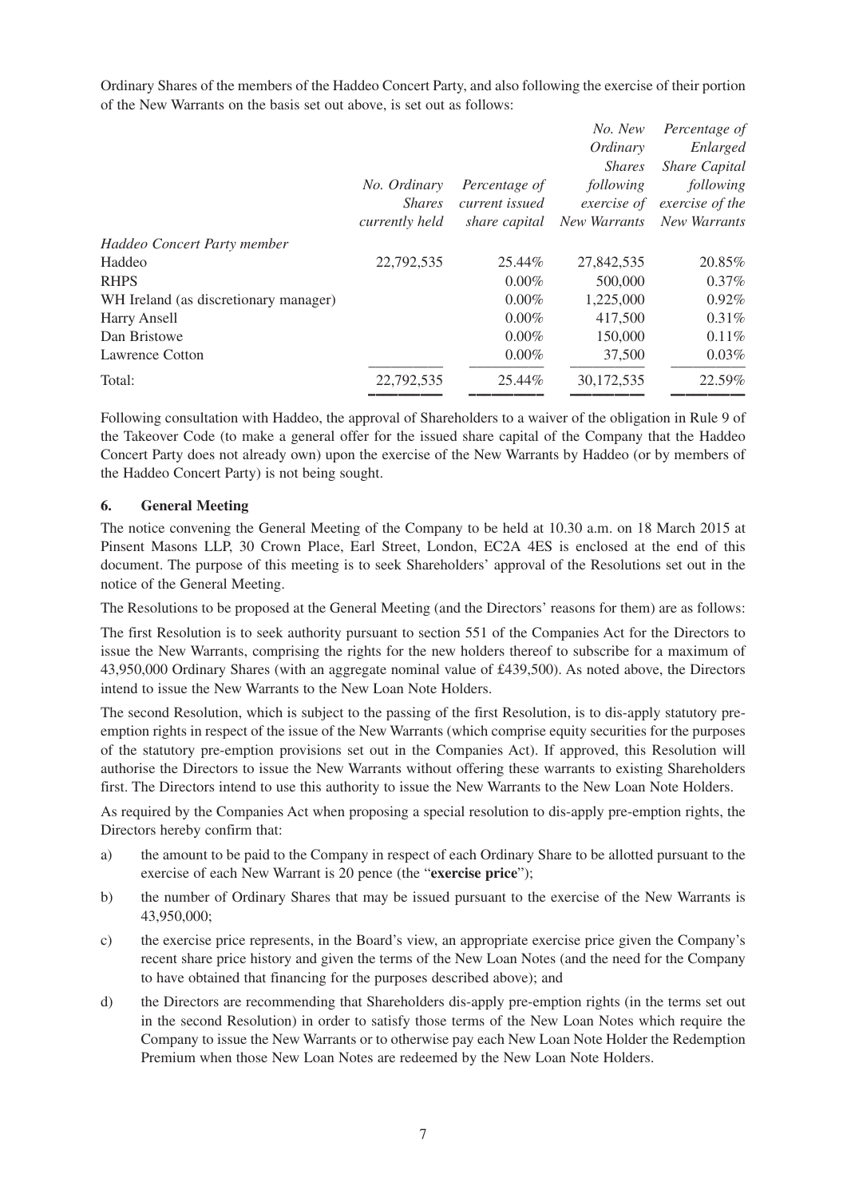Ordinary Shares of the members of the Haddeo Concert Party, and also following the exercise of their portion of the New Warrants on the basis set out above, is set out as follows:

| | *No. Ordinary Shares currently held* | *Percentage of current issued share capital* | *No. New Ordinary Shares following exercise of New Warrants* | *Percentage of Enlarged Share Capital following exercise of the New Warrants* |
|---|---|---|---|---|
| *Haddeo Concert Party member* | | | | |
| Haddeo | 22,792,535 | 25.44% | 27,842,535 | 20.85% |
| RHPS | | 0.00% | 500,000 | 0.37% |
| WH Ireland (as discretionary manager) | | 0.00% | 1,225,000 | 0.92% |
| Harry Ansell | | 0.00% | 417,500 | 0.31% |
| Dan Bristowe | | 0.00% | 150,000 | 0.11% |
| Lawrence Cotton | | 0.00% | 37,500 | 0.03% |
| Total: | 22,792,535 | 25.44% | 30,172,535 | 22.59% |

Following consultation with Haddeo, the approval of Shareholders to a waiver of the obligation in Rule 9 of the Takeover Code (to make a general offer for the issued share capital of the Company that the Haddeo Concert Party does not already own) upon the exercise of the New Warrants by Haddeo (or by members of the Haddeo Concert Party) is not being sought.

## 6. General Meeting

The notice convening the General Meeting of the Company to be held at 10.30 a.m. on 18 March 2015 at Pinsent Masons LLP, 30 Crown Place, Earl Street, London, EC2A 4ES is enclosed at the end of this document. The purpose of this meeting is to seek Shareholders' approval of the Resolutions set out in the notice of the General Meeting.

The Resolutions to be proposed at the General Meeting (and the Directors' reasons for them) are as follows:

The first Resolution is to seek authority pursuant to section 551 of the Companies Act for the Directors to issue the New Warrants, comprising the rights for the new holders thereof to subscribe for a maximum of 43,950,000 Ordinary Shares (with an aggregate nominal value of £439,500). As noted above, the Directors intend to issue the New Warrants to the New Loan Note Holders.

The second Resolution, which is subject to the passing of the first Resolution, is to dis-apply statutory pre-emption rights in respect of the issue of the New Warrants (which comprise equity securities for the purposes of the statutory pre-emption provisions set out in the Companies Act). If approved, this Resolution will authorise the Directors to issue the New Warrants without offering these warrants to existing Shareholders first. The Directors intend to use this authority to issue the New Warrants to the New Loan Note Holders.

As required by the Companies Act when proposing a special resolution to dis-apply pre-emption rights, the Directors hereby confirm that:

a) the amount to be paid to the Company in respect of each Ordinary Share to be allotted pursuant to the exercise of each New Warrant is 20 pence (the "**exercise price**");

b) the number of Ordinary Shares that may be issued pursuant to the exercise of the New Warrants is 43,950,000;

c) the exercise price represents, in the Board's view, an appropriate exercise price given the Company's recent share price history and given the terms of the New Loan Notes (and the need for the Company to have obtained that financing for the purposes described above); and

d) the Directors are recommending that Shareholders dis-apply pre-emption rights (in the terms set out in the second Resolution) in order to satisfy those terms of the New Loan Notes which require the Company to issue the New Warrants or to otherwise pay each New Loan Note Holder the Redemption Premium when those New Loan Notes are redeemed by the New Loan Note Holders.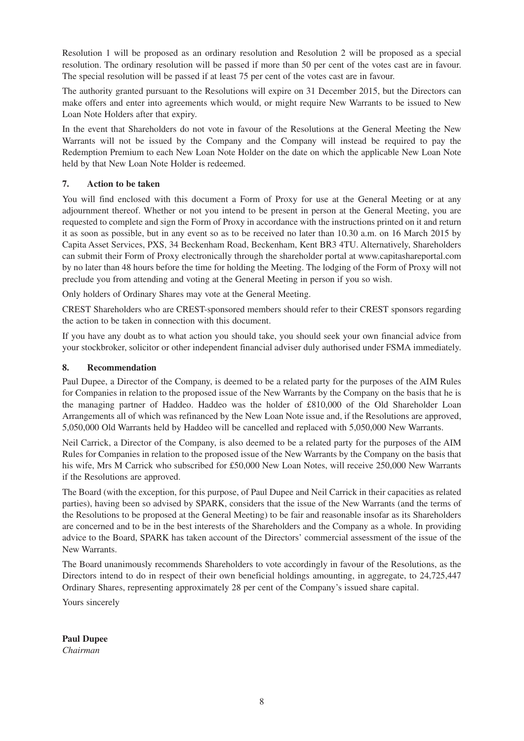Resolution 1 will be proposed as an ordinary resolution and Resolution 2 will be proposed as a special resolution. The ordinary resolution will be passed if more than 50 per cent of the votes cast are in favour. The special resolution will be passed if at least 75 per cent of the votes cast are in favour.

The authority granted pursuant to the Resolutions will expire on 31 December 2015, but the Directors can make offers and enter into agreements which would, or might require New Warrants to be issued to New Loan Note Holders after that expiry.

In the event that Shareholders do not vote in favour of the Resolutions at the General Meeting the New Warrants will not be issued by the Company and the Company will instead be required to pay the Redemption Premium to each New Loan Note Holder on the date on which the applicable New Loan Note held by that New Loan Note Holder is redeemed.

## 7. Action to be taken

You will find enclosed with this document a Form of Proxy for use at the General Meeting or at any adjournment thereof. Whether or not you intend to be present in person at the General Meeting, you are requested to complete and sign the Form of Proxy in accordance with the instructions printed on it and return it as soon as possible, but in any event so as to be received no later than 10.30 a.m. on 16 March 2015 by Capita Asset Services, PXS, 34 Beckenham Road, Beckenham, Kent BR3 4TU. Alternatively, Shareholders can submit their Form of Proxy electronically through the shareholder portal at www.capitashareportal.com by no later than 48 hours before the time for holding the Meeting. The lodging of the Form of Proxy will not preclude you from attending and voting at the General Meeting in person if you so wish.

Only holders of Ordinary Shares may vote at the General Meeting.

CREST Shareholders who are CREST-sponsored members should refer to their CREST sponsors regarding the action to be taken in connection with this document.

If you have any doubt as to what action you should take, you should seek your own financial advice from your stockbroker, solicitor or other independent financial adviser duly authorised under FSMA immediately.

## 8. Recommendation

Paul Dupee, a Director of the Company, is deemed to be a related party for the purposes of the AIM Rules for Companies in relation to the proposed issue of the New Warrants by the Company on the basis that he is the managing partner of Haddeo. Haddeo was the holder of £810,000 of the Old Shareholder Loan Arrangements all of which was refinanced by the New Loan Note issue and, if the Resolutions are approved, 5,050,000 Old Warrants held by Haddeo will be cancelled and replaced with 5,050,000 New Warrants.

Neil Carrick, a Director of the Company, is also deemed to be a related party for the purposes of the AIM Rules for Companies in relation to the proposed issue of the New Warrants by the Company on the basis that his wife, Mrs M Carrick who subscribed for £50,000 New Loan Notes, will receive 250,000 New Warrants if the Resolutions are approved.

The Board (with the exception, for this purpose, of Paul Dupee and Neil Carrick in their capacities as related parties), having been so advised by SPARK, considers that the issue of the New Warrants (and the terms of the Resolutions to be proposed at the General Meeting) to be fair and reasonable insofar as its Shareholders are concerned and to be in the best interests of the Shareholders and the Company as a whole. In providing advice to the Board, SPARK has taken account of the Directors' commercial assessment of the issue of the New Warrants.

The Board unanimously recommends Shareholders to vote accordingly in favour of the Resolutions, as the Directors intend to do in respect of their own beneficial holdings amounting, in aggregate, to 24,725,447 Ordinary Shares, representing approximately 28 per cent of the Company's issued share capital.

Yours sincerely

**Paul Dupee**
*Chairman*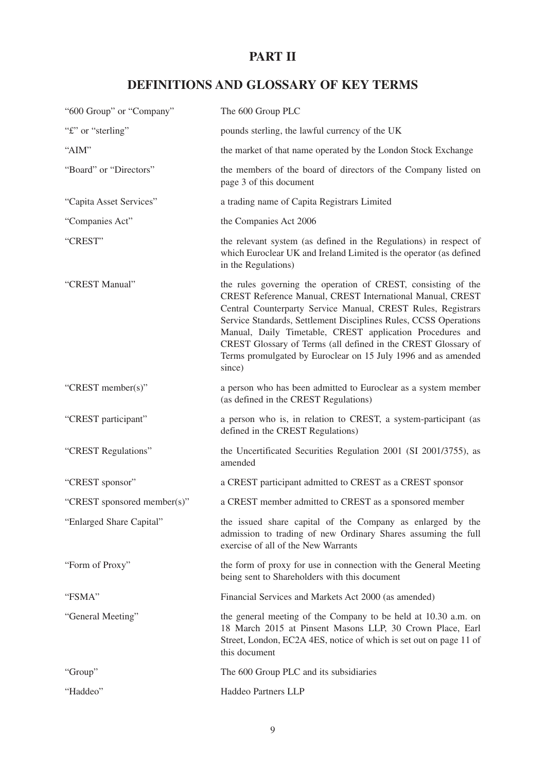# PART II

## DEFINITIONS AND GLOSSARY OF KEY TERMS

| | |
|---|---|
| "600 Group" or "Company" | The 600 Group PLC |
| "£" or "sterling" | pounds sterling, the lawful currency of the UK |
| "AIM" | the market of that name operated by the London Stock Exchange |
| "Board" or "Directors" | the members of the board of directors of the Company listed on page 3 of this document |
| "Capita Asset Services" | a trading name of Capita Registrars Limited |
| "Companies Act" | the Companies Act 2006 |
| "CREST" | the relevant system (as defined in the Regulations) in respect of which Euroclear UK and Ireland Limited is the operator (as defined in the Regulations) |
| "CREST Manual" | the rules governing the operation of CREST, consisting of the CREST Reference Manual, CREST International Manual, CREST Central Counterparty Service Manual, CREST Rules, Registrars Service Standards, Settlement Disciplines Rules, CCSS Operations Manual, Daily Timetable, CREST application Procedures and CREST Glossary of Terms (all defined in the CREST Glossary of Terms promulgated by Euroclear on 15 July 1996 and as amended since) |
| "CREST member(s)" | a person who has been admitted to Euroclear as a system member (as defined in the CREST Regulations) |
| "CREST participant" | a person who is, in relation to CREST, a system-participant (as defined in the CREST Regulations) |
| "CREST Regulations" | the Uncertificated Securities Regulation 2001 (SI 2001/3755), as amended |
| "CREST sponsor" | a CREST participant admitted to CREST as a CREST sponsor |
| "CREST sponsored member(s)" | a CREST member admitted to CREST as a sponsored member |
| "Enlarged Share Capital" | the issued share capital of the Company as enlarged by the admission to trading of new Ordinary Shares assuming the full exercise of all of the New Warrants |
| "Form of Proxy" | the form of proxy for use in connection with the General Meeting being sent to Shareholders with this document |
| "FSMA" | Financial Services and Markets Act 2000 (as amended) |
| "General Meeting" | the general meeting of the Company to be held at 10.30 a.m. on 18 March 2015 at Pinsent Masons LLP, 30 Crown Place, Earl Street, London, EC2A 4ES, notice of which is set out on page 11 of this document |
| "Group" | The 600 Group PLC and its subsidiaries |
| "Haddeo" | Haddeo Partners LLP |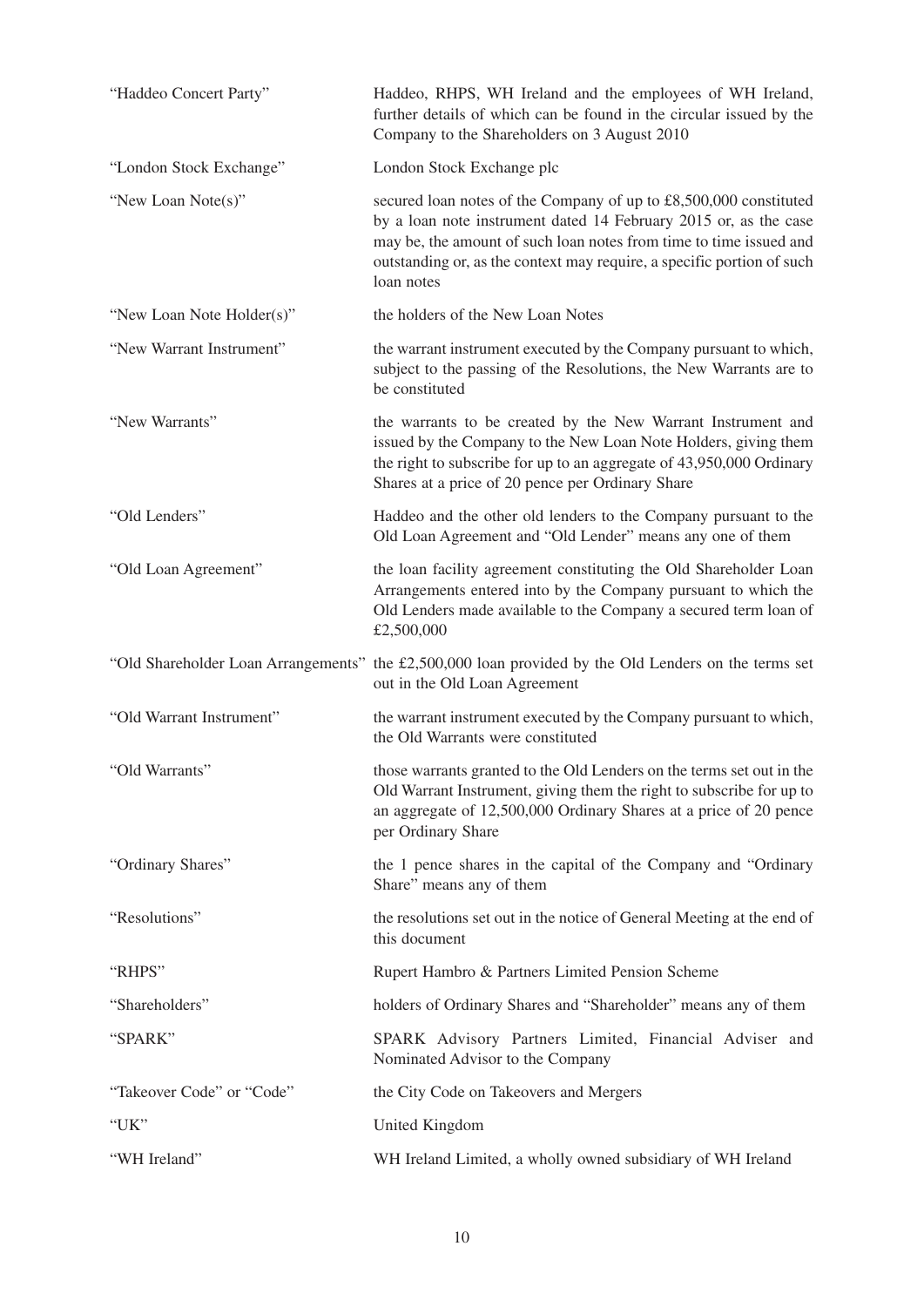| | |
|---|---|
| "Haddeo Concert Party" | Haddeo, RHPS, WH Ireland and the employees of WH Ireland, further details of which can be found in the circular issued by the Company to the Shareholders on 3 August 2010 |
| "London Stock Exchange" | London Stock Exchange plc |
| "New Loan Note(s)" | secured loan notes of the Company of up to £8,500,000 constituted by a loan note instrument dated 14 February 2015 or, as the case may be, the amount of such loan notes from time to time issued and outstanding or, as the context may require, a specific portion of such loan notes |
| "New Loan Note Holder(s)" | the holders of the New Loan Notes |
| "New Warrant Instrument" | the warrant instrument executed by the Company pursuant to which, subject to the passing of the Resolutions, the New Warrants are to be constituted |
| "New Warrants" | the warrants to be created by the New Warrant Instrument and issued by the Company to the New Loan Note Holders, giving them the right to subscribe for up to an aggregate of 43,950,000 Ordinary Shares at a price of 20 pence per Ordinary Share |
| "Old Lenders" | Haddeo and the other old lenders to the Company pursuant to the Old Loan Agreement and "Old Lender" means any one of them |
| "Old Loan Agreement" | the loan facility agreement constituting the Old Shareholder Loan Arrangements entered into by the Company pursuant to which the Old Lenders made available to the Company a secured term loan of £2,500,000 |
| "Old Shareholder Loan Arrangements" | the £2,500,000 loan provided by the Old Lenders on the terms set out in the Old Loan Agreement |
| "Old Warrant Instrument" | the warrant instrument executed by the Company pursuant to which, the Old Warrants were constituted |
| "Old Warrants" | those warrants granted to the Old Lenders on the terms set out in the Old Warrant Instrument, giving them the right to subscribe for up to an aggregate of 12,500,000 Ordinary Shares at a price of 20 pence per Ordinary Share |
| "Ordinary Shares" | the 1 pence shares in the capital of the Company and "Ordinary Share" means any of them |
| "Resolutions" | the resolutions set out in the notice of General Meeting at the end of this document |
| "RHPS" | Rupert Hambro & Partners Limited Pension Scheme |
| "Shareholders" | holders of Ordinary Shares and "Shareholder" means any of them |
| "SPARK" | SPARK Advisory Partners Limited, Financial Adviser and Nominated Advisor to the Company |
| "Takeover Code" or "Code" | the City Code on Takeovers and Mergers |
| "UK" | United Kingdom |
| "WH Ireland" | WH Ireland Limited, a wholly owned subsidiary of WH Ireland |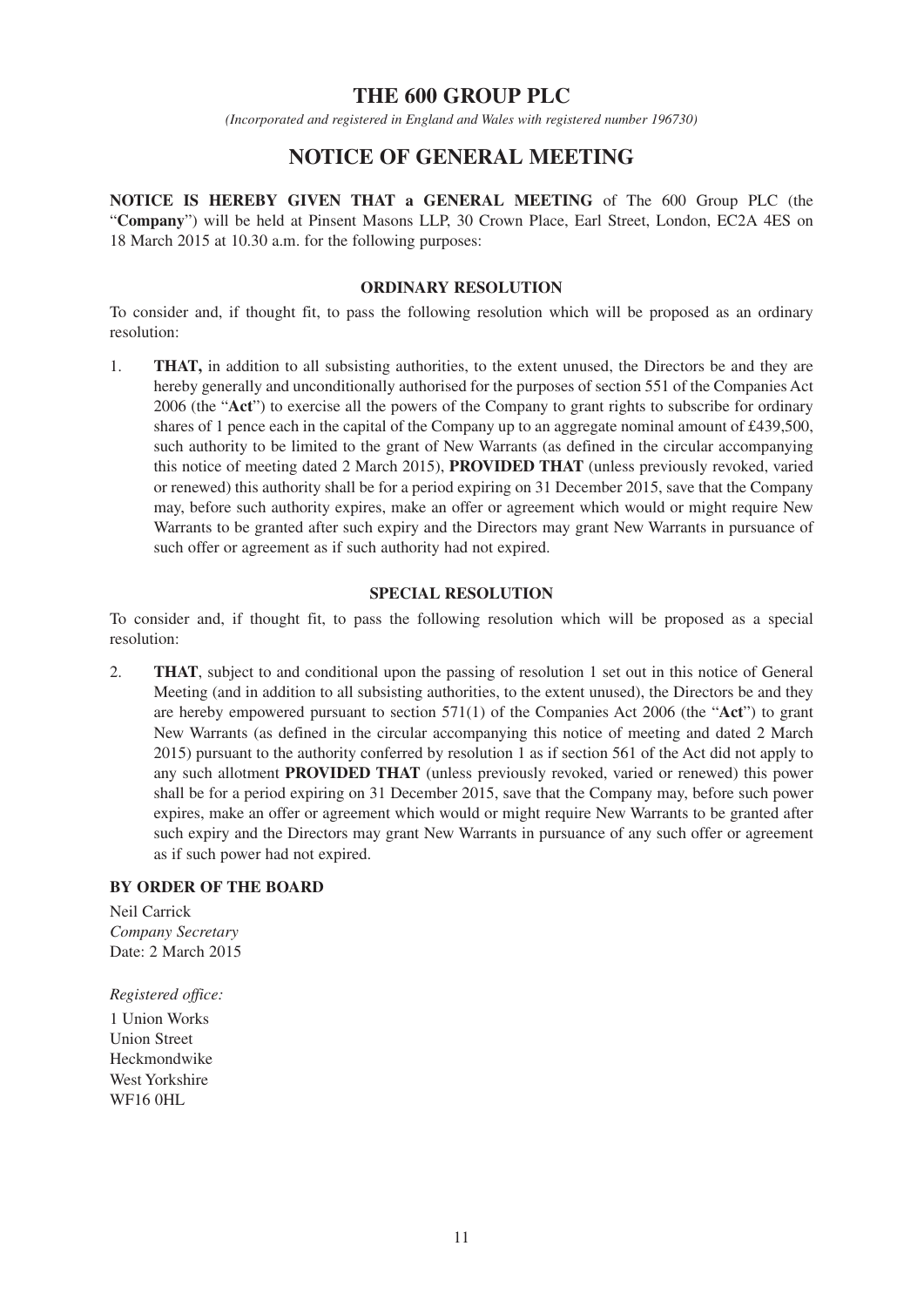# THE 600 GROUP PLC

*(Incorporated and registered in England and Wales with registered number 196730)*

# NOTICE OF GENERAL MEETING

**NOTICE IS HEREBY GIVEN THAT a GENERAL MEETING** of The 600 Group PLC (the "**Company**") will be held at Pinsent Masons LLP, 30 Crown Place, Earl Street, London, EC2A 4ES on 18 March 2015 at 10.30 a.m. for the following purposes:

### ORDINARY RESOLUTION

To consider and, if thought fit, to pass the following resolution which will be proposed as an ordinary resolution:

1. **THAT,** in addition to all subsisting authorities, to the extent unused, the Directors be and they are hereby generally and unconditionally authorised for the purposes of section 551 of the Companies Act 2006 (the "**Act**") to exercise all the powers of the Company to grant rights to subscribe for ordinary shares of 1 pence each in the capital of the Company up to an aggregate nominal amount of £439,500, such authority to be limited to the grant of New Warrants (as defined in the circular accompanying this notice of meeting dated 2 March 2015), **PROVIDED THAT** (unless previously revoked, varied or renewed) this authority shall be for a period expiring on 31 December 2015, save that the Company may, before such authority expires, make an offer or agreement which would or might require New Warrants to be granted after such expiry and the Directors may grant New Warrants in pursuance of such offer or agreement as if such authority had not expired.

### SPECIAL RESOLUTION

To consider and, if thought fit, to pass the following resolution which will be proposed as a special resolution:

2. **THAT**, subject to and conditional upon the passing of resolution 1 set out in this notice of General Meeting (and in addition to all subsisting authorities, to the extent unused), the Directors be and they are hereby empowered pursuant to section 571(1) of the Companies Act 2006 (the "**Act**") to grant New Warrants (as defined in the circular accompanying this notice of meeting and dated 2 March 2015) pursuant to the authority conferred by resolution 1 as if section 561 of the Act did not apply to any such allotment **PROVIDED THAT** (unless previously revoked, varied or renewed) this power shall be for a period expiring on 31 December 2015, save that the Company may, before such power expires, make an offer or agreement which would or might require New Warrants to be granted after such expiry and the Directors may grant New Warrants in pursuance of any such offer or agreement as if such power had not expired.

**BY ORDER OF THE BOARD**

Neil Carrick
*Company Secretary*
Date: 2 March 2015

*Registered office:*
1 Union Works
Union Street
Heckmondwike
West Yorkshire
WF16 0HL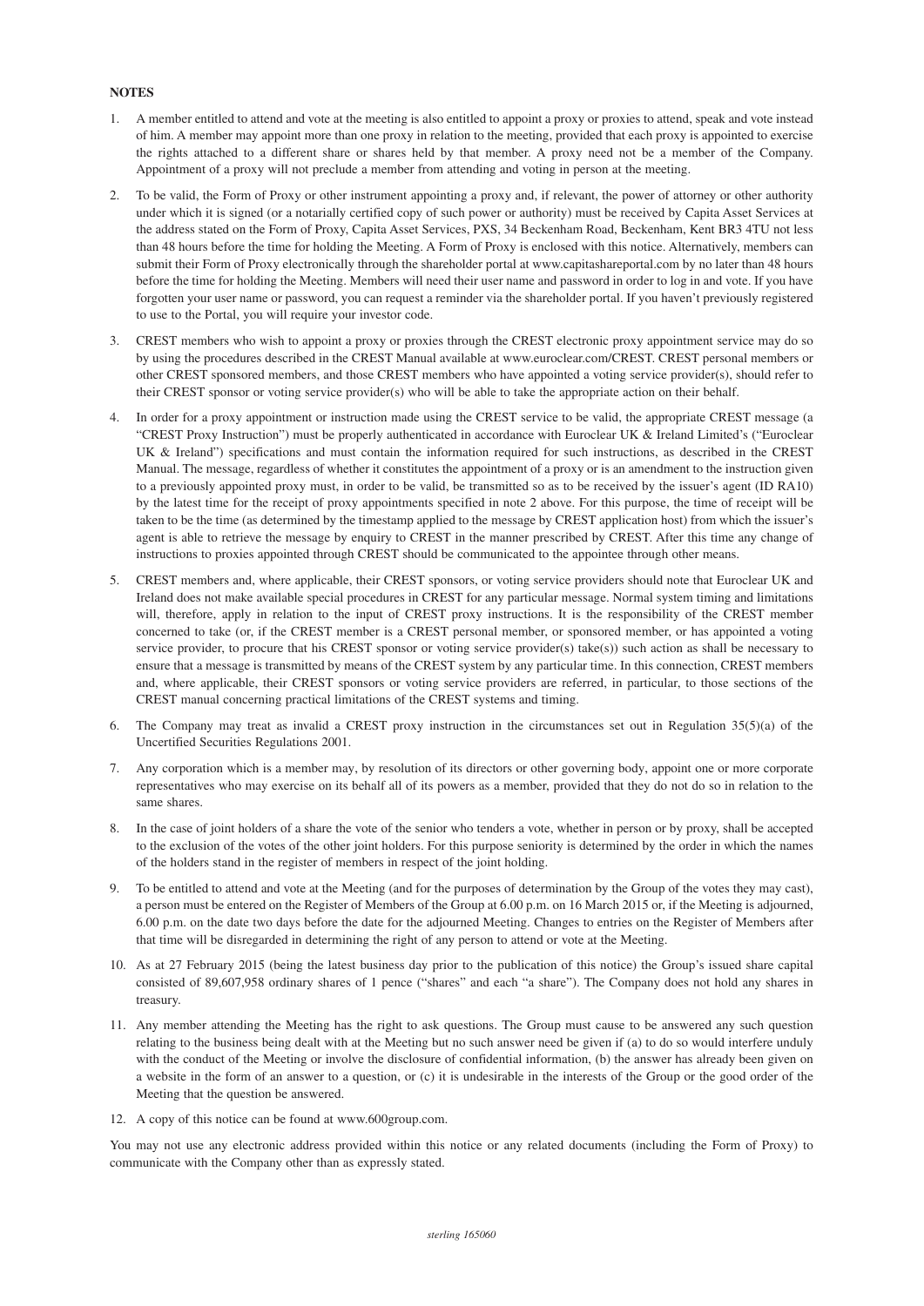**NOTES**

1. A member entitled to attend and vote at the meeting is also entitled to appoint a proxy or proxies to attend, speak and vote instead of him. A member may appoint more than one proxy in relation to the meeting, provided that each proxy is appointed to exercise the rights attached to a different share or shares held by that member. A proxy need not be a member of the Company. Appointment of a proxy will not preclude a member from attending and voting in person at the meeting.

2. To be valid, the Form of Proxy or other instrument appointing a proxy and, if relevant, the power of attorney or other authority under which it is signed (or a notarially certified copy of such power or authority) must be received by Capita Asset Services at the address stated on the Form of Proxy, Capita Asset Services, PXS, 34 Beckenham Road, Beckenham, Kent BR3 4TU not less than 48 hours before the time for holding the Meeting. A Form of Proxy is enclosed with this notice. Alternatively, members can submit their Form of Proxy electronically through the shareholder portal at www.capitashareportal.com by no later than 48 hours before the time for holding the Meeting. Members will need their user name and password in order to log in and vote. If you have forgotten your user name or password, you can request a reminder via the shareholder portal. If you haven't previously registered to use to the Portal, you will require your investor code.

3. CREST members who wish to appoint a proxy or proxies through the CREST electronic proxy appointment service may do so by using the procedures described in the CREST Manual available at www.euroclear.com/CREST. CREST personal members or other CREST sponsored members, and those CREST members who have appointed a voting service provider(s), should refer to their CREST sponsor or voting service provider(s) who will be able to take the appropriate action on their behalf.

4. In order for a proxy appointment or instruction made using the CREST service to be valid, the appropriate CREST message (a "CREST Proxy Instruction") must be properly authenticated in accordance with Euroclear UK & Ireland Limited's ("Euroclear UK & Ireland") specifications and must contain the information required for such instructions, as described in the CREST Manual. The message, regardless of whether it constitutes the appointment of a proxy or is an amendment to the instruction given to a previously appointed proxy must, in order to be valid, be transmitted so as to be received by the issuer's agent (ID RA10) by the latest time for the receipt of proxy appointments specified in note 2 above. For this purpose, the time of receipt will be taken to be the time (as determined by the timestamp applied to the message by CREST application host) from which the issuer's agent is able to retrieve the message by enquiry to CREST in the manner prescribed by CREST. After this time any change of instructions to proxies appointed through CREST should be communicated to the appointee through other means.

5. CREST members and, where applicable, their CREST sponsors, or voting service providers should note that Euroclear UK and Ireland does not make available special procedures in CREST for any particular message. Normal system timing and limitations will, therefore, apply in relation to the input of CREST proxy instructions. It is the responsibility of the CREST member concerned to take (or, if the CREST member is a CREST personal member, or sponsored member, or has appointed a voting service provider, to procure that his CREST sponsor or voting service provider(s) take(s)) such action as shall be necessary to ensure that a message is transmitted by means of the CREST system by any particular time. In this connection, CREST members and, where applicable, their CREST sponsors or voting service providers are referred, in particular, to those sections of the CREST manual concerning practical limitations of the CREST systems and timing.

6. The Company may treat as invalid a CREST proxy instruction in the circumstances set out in Regulation 35(5)(a) of the Uncertified Securities Regulations 2001.

7. Any corporation which is a member may, by resolution of its directors or other governing body, appoint one or more corporate representatives who may exercise on its behalf all of its powers as a member, provided that they do not do so in relation to the same shares.

8. In the case of joint holders of a share the vote of the senior who tenders a vote, whether in person or by proxy, shall be accepted to the exclusion of the votes of the other joint holders. For this purpose seniority is determined by the order in which the names of the holders stand in the register of members in respect of the joint holding.

9. To be entitled to attend and vote at the Meeting (and for the purposes of determination by the Group of the votes they may cast), a person must be entered on the Register of Members of the Group at 6.00 p.m. on 16 March 2015 or, if the Meeting is adjourned, 6.00 p.m. on the date two days before the date for the adjourned Meeting. Changes to entries on the Register of Members after that time will be disregarded in determining the right of any person to attend or vote at the Meeting.

10. As at 27 February 2015 (being the latest business day prior to the publication of this notice) the Group's issued share capital consisted of 89,607,958 ordinary shares of 1 pence ("shares" and each "a share"). The Company does not hold any shares in treasury.

11. Any member attending the Meeting has the right to ask questions. The Group must cause to be answered any such question relating to the business being dealt with at the Meeting but no such answer need be given if (a) to do so would interfere unduly with the conduct of the Meeting or involve the disclosure of confidential information, (b) the answer has already been given on a website in the form of an answer to a question, or (c) it is undesirable in the interests of the Group or the good order of the Meeting that the question be answered.

12. A copy of this notice can be found at www.600group.com.

You may not use any electronic address provided within this notice or any related documents (including the Form of Proxy) to communicate with the Company other than as expressly stated.

*sterling 165060*